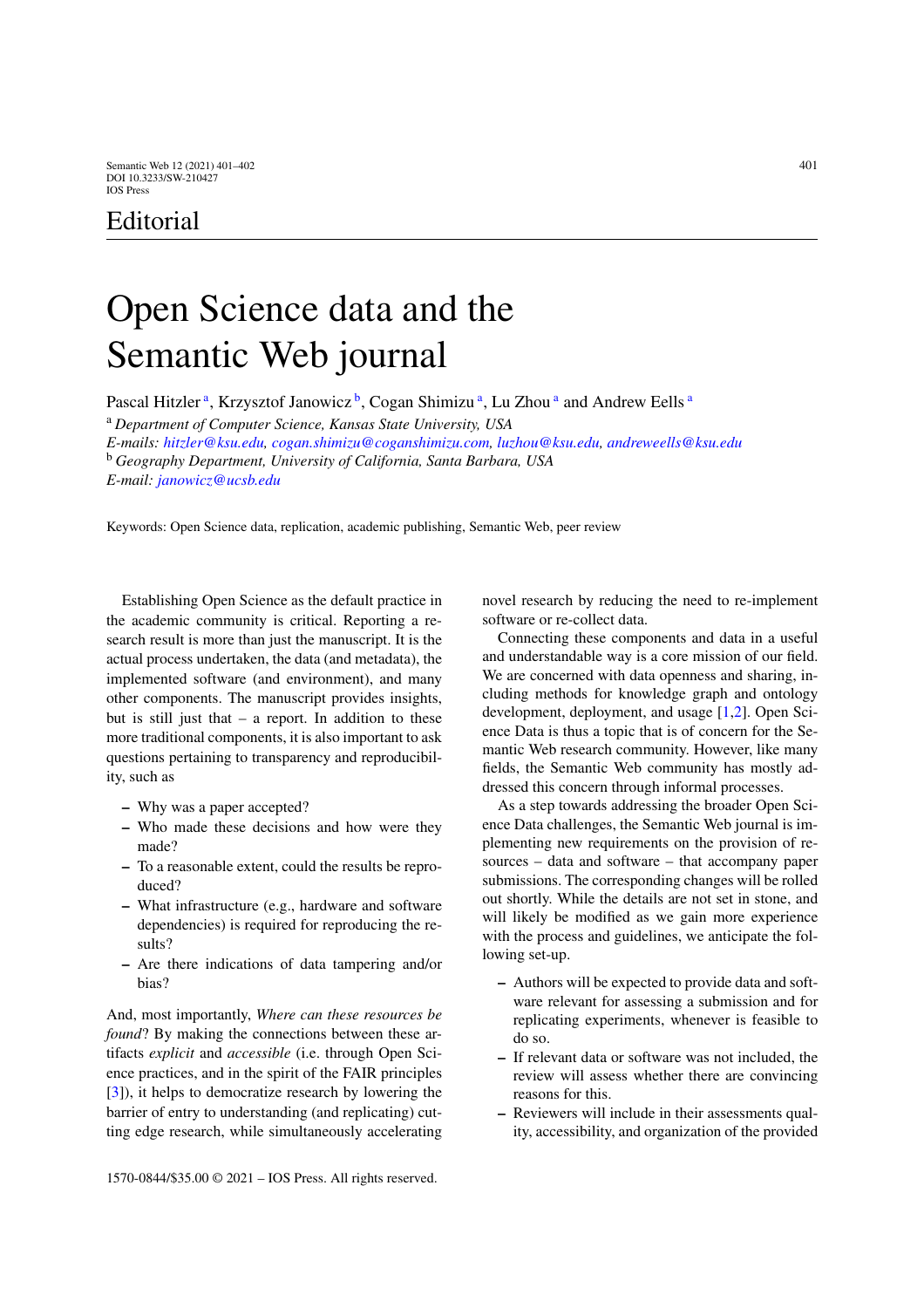Editorial

# Open Science data and the Semantic Web journal

Pascal Hitzler [a], Krzysztof Janowicz [b], Cogan Shimizu [a], Lu Zhou [a] and Andrew Eells [a]

[a] *Department of Computer Science, Kansas State University, USA*
*E-mails: hitzler@ksu.edu, cogan.shimizu@coganshimizu.com, luzhou@ksu.edu, andreweells@ksu.edu*
[b] *Geography Department, University of California, Santa Barbara, USA*
*E-mail: janowicz@ucsb.edu*

Keywords: Open Science data, replication, academic publishing, Semantic Web, peer review

Establishing Open Science as the default practice in the academic community is critical. Reporting a research result is more than just the manuscript. It is the actual process undertaken, the data (and metadata), the implemented software (and environment), and many other components. The manuscript provides insights, but is still just that – a report. In addition to these more traditional components, it is also important to ask questions pertaining to transparency and reproducibility, such as

- Why was a paper accepted?
- Who made these decisions and how were they made?
- To a reasonable extent, could the results be reproduced?
- What infrastructure (e.g., hardware and software dependencies) is required for reproducing the results?
- Are there indications of data tampering and/or bias?

And, most importantly, *Where can these resources be found*? By making the connections between these artifacts *explicit* and *accessible* (i.e. through Open Science practices, and in the spirit of the FAIR principles [3]), it helps to democratize research by lowering the barrier of entry to understanding (and replicating) cutting edge research, while simultaneously accelerating novel research by reducing the need to re-implement software or re-collect data.

Connecting these components and data in a useful and understandable way is a core mission of our field. We are concerned with data openness and sharing, including methods for knowledge graph and ontology development, deployment, and usage [1,2]. Open Science Data is thus a topic that is of concern for the Semantic Web research community. However, like many fields, the Semantic Web community has mostly addressed this concern through informal processes.

As a step towards addressing the broader Open Science Data challenges, the Semantic Web journal is implementing new requirements on the provision of resources – data and software – that accompany paper submissions. The corresponding changes will be rolled out shortly. While the details are not set in stone, and will likely be modified as we gain more experience with the process and guidelines, we anticipate the following set-up.

- Authors will be expected to provide data and software relevant for assessing a submission and for replicating experiments, whenever is feasible to do so.
- If relevant data or software was not included, the review will assess whether there are convincing reasons for this.
- Reviewers will include in their assessments quality, accessibility, and organization of the provided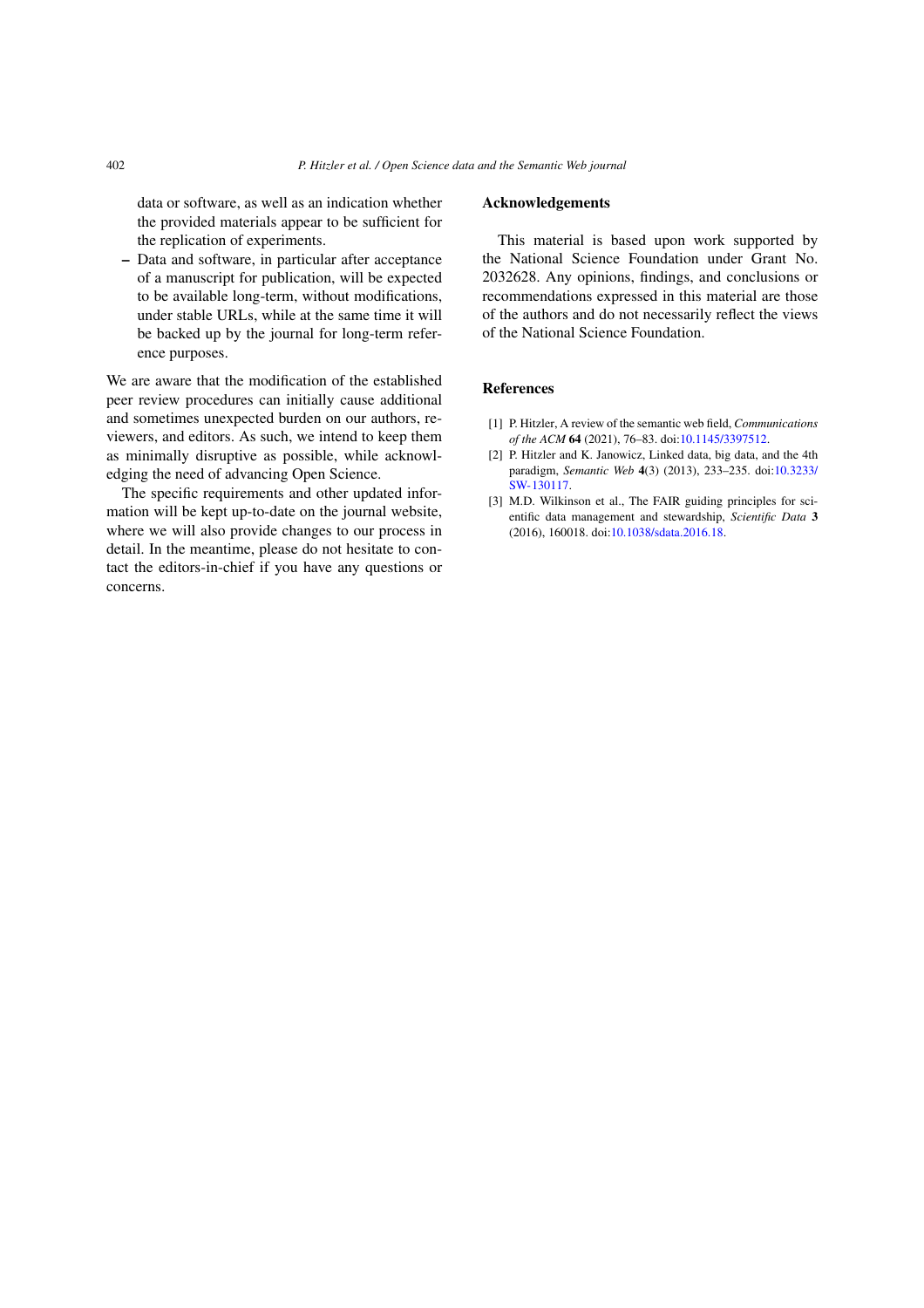data or software, as well as an indication whether the provided materials appear to be sufficient for the replication of experiments.

- Data and software, in particular after acceptance of a manuscript for publication, will be expected to be available long-term, without modifications, under stable URLs, while at the same time it will be backed up by the journal for long-term reference purposes.

We are aware that the modification of the established peer review procedures can initially cause additional and sometimes unexpected burden on our authors, reviewers, and editors. As such, we intend to keep them as minimally disruptive as possible, while acknowledging the need of advancing Open Science.

The specific requirements and other updated information will be kept up-to-date on the journal website, where we will also provide changes to our process in detail. In the meantime, please do not hesitate to contact the editors-in-chief if you have any questions or concerns.

## Acknowledgements

This material is based upon work supported by the National Science Foundation under Grant No. 2032628. Any opinions, findings, and conclusions or recommendations expressed in this material are those of the authors and do not necessarily reflect the views of the National Science Foundation.

## References

[1] P. Hitzler, A review of the semantic web field, *Communications of the ACM* **64** (2021), 76–83. doi:10.1145/3397512.

[2] P. Hitzler and K. Janowicz, Linked data, big data, and the 4th paradigm, *Semantic Web* **4**(3) (2013), 233–235. doi:10.3233/SW-130117.

[3] M.D. Wilkinson et al., The FAIR guiding principles for scientific data management and stewardship, *Scientific Data* **3** (2016), 160018. doi:10.1038/sdata.2016.18.